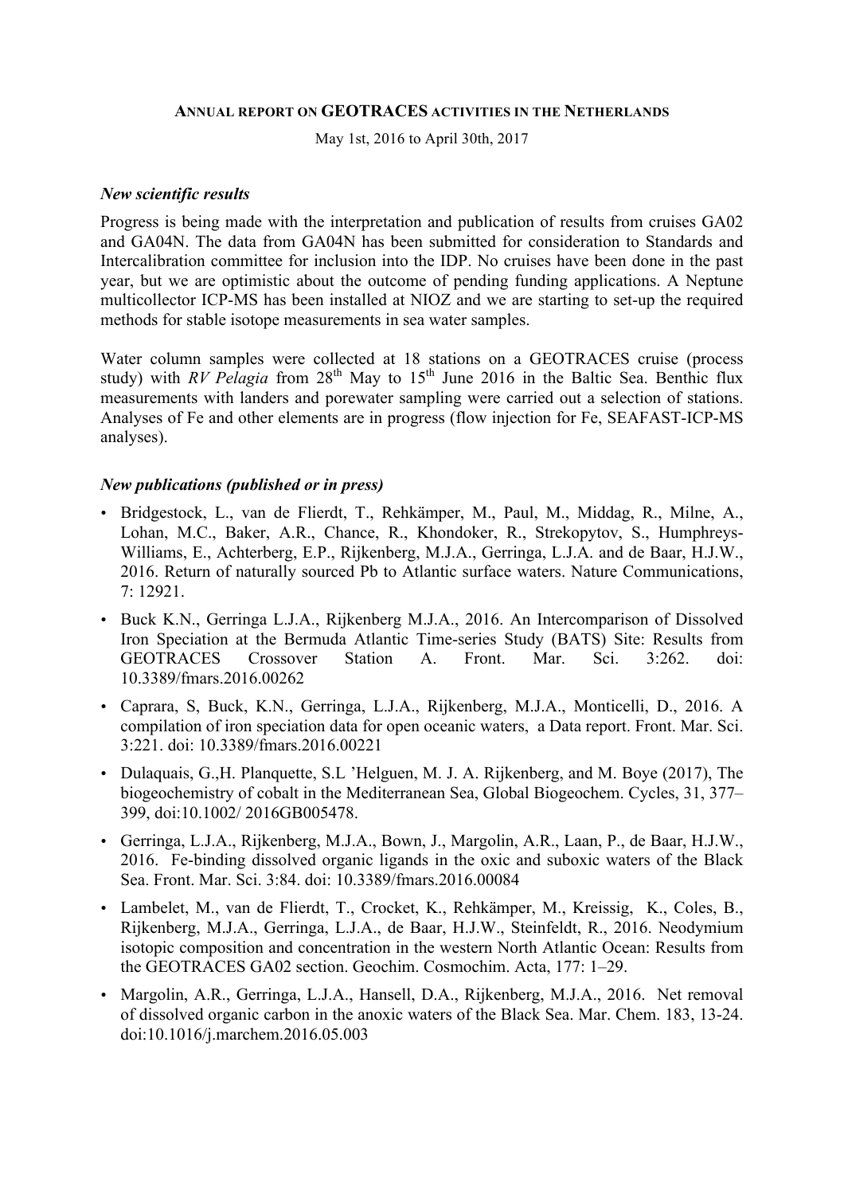**ANNUAL REPORT ON GEOTRACES ACTIVITIES IN THE NETHERLANDS**

May 1st, 2016 to April 30th, 2017

***New scientific results***

Progress is being made with the interpretation and publication of results from cruises GA02 and GA04N. The data from GA04N has been submitted for consideration to Standards and Intercalibration committee for inclusion into the IDP. No cruises have been done in the past year, but we are optimistic about the outcome of pending funding applications. A Neptune multicollector ICP-MS has been installed at NIOZ and we are starting to set-up the required methods for stable isotope measurements in sea water samples.

Water column samples were collected at 18 stations on a GEOTRACES cruise (process study) with *RV Pelagia* from 28th May to 15th June 2016 in the Baltic Sea. Benthic flux measurements with landers and porewater sampling were carried out a selection of stations. Analyses of Fe and other elements are in progress (flow injection for Fe, SEAFAST-ICP-MS analyses).

***New publications (published or in press)***

- Bridgestock, L., van de Flierdt, T., Rehkämper, M., Paul, M., Middag, R., Milne, A., Lohan, M.C., Baker, A.R., Chance, R., Khondoker, R., Strekopytov, S., Humphreys-Williams, E., Achterberg, E.P., Rijkenberg, M.J.A., Gerringa, L.J.A. and de Baar, H.J.W., 2016. Return of naturally sourced Pb to Atlantic surface waters. Nature Communications, 7: 12921.
- Buck K.N., Gerringa L.J.A., Rijkenberg M.J.A., 2016. An Intercomparison of Dissolved Iron Speciation at the Bermuda Atlantic Time-series Study (BATS) Site: Results from GEOTRACES Crossover Station A. Front. Mar. Sci. 3:262. doi: 10.3389/fmars.2016.00262
- Caprara, S, Buck, K.N., Gerringa, L.J.A., Rijkenberg, M.J.A., Monticelli, D., 2016. A compilation of iron speciation data for open oceanic waters, a Data report. Front. Mar. Sci. 3:221. doi: 10.3389/fmars.2016.00221
- Dulaquais, G.,H. Planquette, S.L 'Helguen, M. J. A. Rijkenberg, and M. Boye (2017), The biogeochemistry of cobalt in the Mediterranean Sea, Global Biogeochem. Cycles, 31, 377–399, doi:10.1002/ 2016GB005478.
- Gerringa, L.J.A., Rijkenberg, M.J.A., Bown, J., Margolin, A.R., Laan, P., de Baar, H.J.W., 2016. Fe-binding dissolved organic ligands in the oxic and suboxic waters of the Black Sea. Front. Mar. Sci. 3:84. doi: 10.3389/fmars.2016.00084
- Lambelet, M., van de Flierdt, T., Crocket, K., Rehkämper, M., Kreissig, K., Coles, B., Rijkenberg, M.J.A., Gerringa, L.J.A., de Baar, H.J.W., Steinfeldt, R., 2016. Neodymium isotopic composition and concentration in the western North Atlantic Ocean: Results from the GEOTRACES GA02 section. Geochim. Cosmochim. Acta, 177: 1–29.
- Margolin, A.R., Gerringa, L.J.A., Hansell, D.A., Rijkenberg, M.J.A., 2016. Net removal of dissolved organic carbon in the anoxic waters of the Black Sea. Mar. Chem. 183, 13-24. doi:10.1016/j.marchem.2016.05.003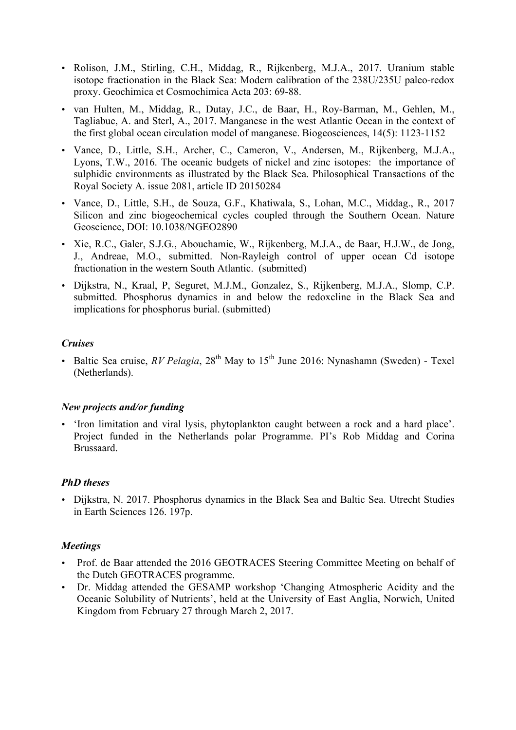- Rolison, J.M., Stirling, C.H., Middag, R., Rijkenberg, M.J.A., 2017. Uranium stable isotope fractionation in the Black Sea: Modern calibration of the 238U/235U paleo-redox proxy. Geochimica et Cosmochimica Acta 203: 69-88.
- van Hulten, M., Middag, R., Dutay, J.C., de Baar, H., Roy-Barman, M., Gehlen, M., Tagliabue, A. and Sterl, A., 2017. Manganese in the west Atlantic Ocean in the context of the first global ocean circulation model of manganese. Biogeosciences, 14(5): 1123-1152
- Vance, D., Little, S.H., Archer, C., Cameron, V., Andersen, M., Rijkenberg, M.J.A., Lyons, T.W., 2016. The oceanic budgets of nickel and zinc isotopes: the importance of sulphidic environments as illustrated by the Black Sea. Philosophical Transactions of the Royal Society A. issue 2081, article ID 20150284
- Vance, D., Little, S.H., de Souza, G.F., Khatiwala, S., Lohan, M.C., Middag., R., 2017 Silicon and zinc biogeochemical cycles coupled through the Southern Ocean. Nature Geoscience, DOI: 10.1038/NGEO2890
- Xie, R.C., Galer, S.J.G., Abouchamie, W., Rijkenberg, M.J.A., de Baar, H.J.W., de Jong, J., Andreae, M.O., submitted. Non-Rayleigh control of upper ocean Cd isotope fractionation in the western South Atlantic. (submitted)
- Dijkstra, N., Kraal, P, Seguret, M.J.M., Gonzalez, S., Rijkenberg, M.J.A., Slomp, C.P. submitted. Phosphorus dynamics in and below the redoxcline in the Black Sea and implications for phosphorus burial. (submitted)

### *Cruises*

- Baltic Sea cruise, *RV Pelagia*, 28th May to 15th June 2016: Nynashamn (Sweden) - Texel (Netherlands).

### *New projects and/or funding*

- 'Iron limitation and viral lysis, phytoplankton caught between a rock and a hard place'. Project funded in the Netherlands polar Programme. PI's Rob Middag and Corina Brussaard.

### *PhD theses*

- Dijkstra, N. 2017. Phosphorus dynamics in the Black Sea and Baltic Sea. Utrecht Studies in Earth Sciences 126. 197p.

### *Meetings*

- Prof. de Baar attended the 2016 GEOTRACES Steering Committee Meeting on behalf of the Dutch GEOTRACES programme.
- Dr. Middag attended the GESAMP workshop 'Changing Atmospheric Acidity and the Oceanic Solubility of Nutrients', held at the University of East Anglia, Norwich, United Kingdom from February 27 through March 2, 2017.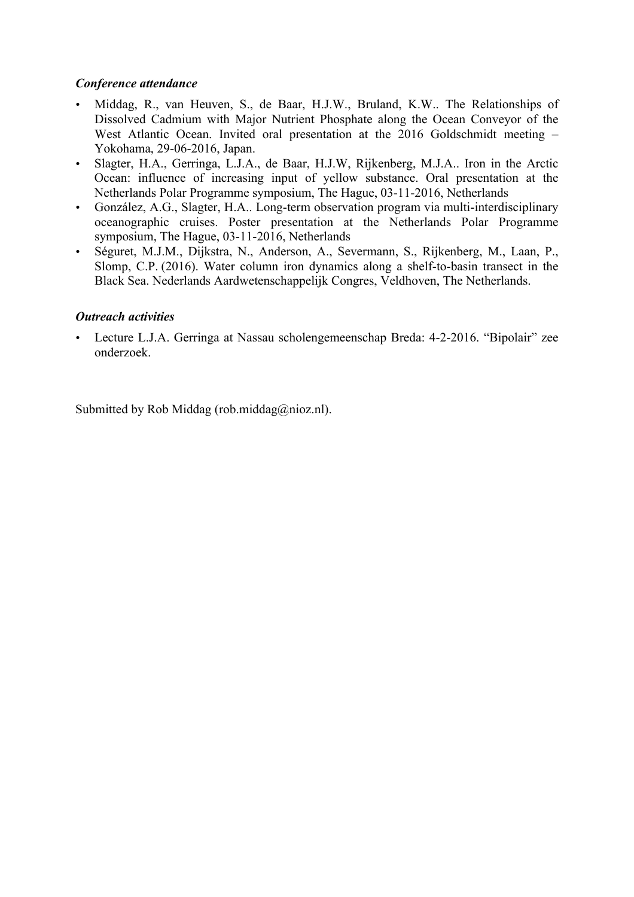***Conference attendance***

- Middag, R., van Heuven, S., de Baar, H.J.W., Bruland, K.W.. The Relationships of Dissolved Cadmium with Major Nutrient Phosphate along the Ocean Conveyor of the West Atlantic Ocean. Invited oral presentation at the 2016 Goldschmidt meeting – Yokohama, 29-06-2016, Japan.
- Slagter, H.A., Gerringa, L.J.A., de Baar, H.J.W, Rijkenberg, M.J.A.. Iron in the Arctic Ocean: influence of increasing input of yellow substance. Oral presentation at the Netherlands Polar Programme symposium, The Hague, 03-11-2016, Netherlands
- González, A.G., Slagter, H.A.. Long-term observation program via multi-interdisciplinary oceanographic cruises. Poster presentation at the Netherlands Polar Programme symposium, The Hague, 03-11-2016, Netherlands
- Séguret, M.J.M., Dijkstra, N., Anderson, A., Severmann, S., Rijkenberg, M., Laan, P., Slomp, C.P. (2016). Water column iron dynamics along a shelf-to-basin transect in the Black Sea. Nederlands Aardwetenschappelijk Congres, Veldhoven, The Netherlands.

***Outreach activities***

- Lecture L.J.A. Gerringa at Nassau scholengemeenschap Breda: 4-2-2016. "Bipolair" zee onderzoek.

Submitted by Rob Middag (rob.middag@nioz.nl).